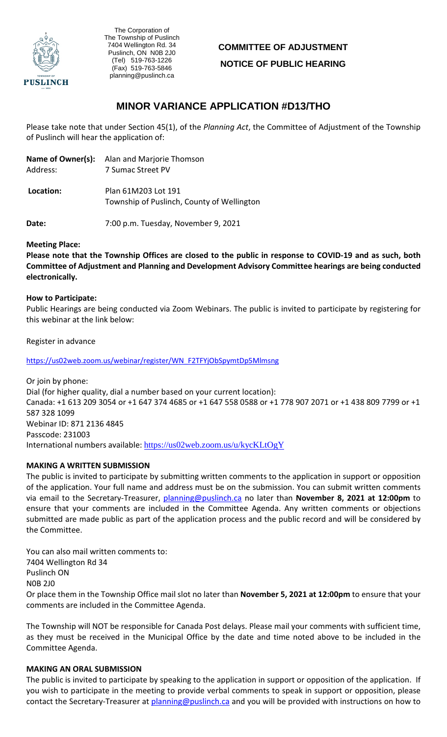The Corporation of
The Township of Puslinch
7404 Wellington Rd. 34
Puslinch, ON N0B 2J0
(Tel) 519-763-1226
(Fax) 519-763-5846
planning@puslinch.ca

**COMMITTEE OF ADJUSTMENT**

**NOTICE OF PUBLIC HEARING**

# MINOR VARIANCE APPLICATION #D13/THO

Please take note that under Section 45(1), of the *Planning Act*, the Committee of Adjustment of the Township of Puslinch will hear the application of:

**Name of Owner(s):** Alan and Marjorie Thomson
Address: 7 Sumac Street PV

**Location:** Plan 61M203 Lot 191
Township of Puslinch, County of Wellington

**Date:** 7:00 p.m. Tuesday, November 9, 2021

**Meeting Place:**

**Please note that the Township Offices are closed to the public in response to COVID-19 and as such, both Committee of Adjustment and Planning and Development Advisory Committee hearings are being conducted electronically.**

**How to Participate:**

Public Hearings are being conducted via Zoom Webinars. The public is invited to participate by registering for this webinar at the link below:

Register in advance

https://us02web.zoom.us/webinar/register/WN_F2TFYjObSpymtDp5Mlmsng

Or join by phone:
Dial (for higher quality, dial a number based on your current location):
Canada: +1 613 209 3054 or +1 647 374 4685 or +1 647 558 0588 or +1 778 907 2071 or +1 438 809 7799 or +1 587 328 1099
Webinar ID: 871 2136 4845
Passcode: 231003
International numbers available: https://us02web.zoom.us/u/kycKLtOgY

**MAKING A WRITTEN SUBMISSION**

The public is invited to participate by submitting written comments to the application in support or opposition of the application. Your full name and address must be on the submission. You can submit written comments via email to the Secretary-Treasurer, planning@puslinch.ca no later than **November 8, 2021 at 12:00pm** to ensure that your comments are included in the Committee Agenda. Any written comments or objections submitted are made public as part of the application process and the public record and will be considered by the Committee.

You can also mail written comments to:
7404 Wellington Rd 34
Puslinch ON
N0B 2J0
Or place them in the Township Office mail slot no later than **November 5, 2021 at 12:00pm** to ensure that your comments are included in the Committee Agenda.

The Township will NOT be responsible for Canada Post delays. Please mail your comments with sufficient time, as they must be received in the Municipal Office by the date and time noted above to be included in the Committee Agenda.

**MAKING AN ORAL SUBMISSION**

The public is invited to participate by speaking to the application in support or opposition of the application. If you wish to participate in the meeting to provide verbal comments to speak in support or opposition, please contact the Secretary-Treasurer at planning@puslinch.ca and you will be provided with instructions on how to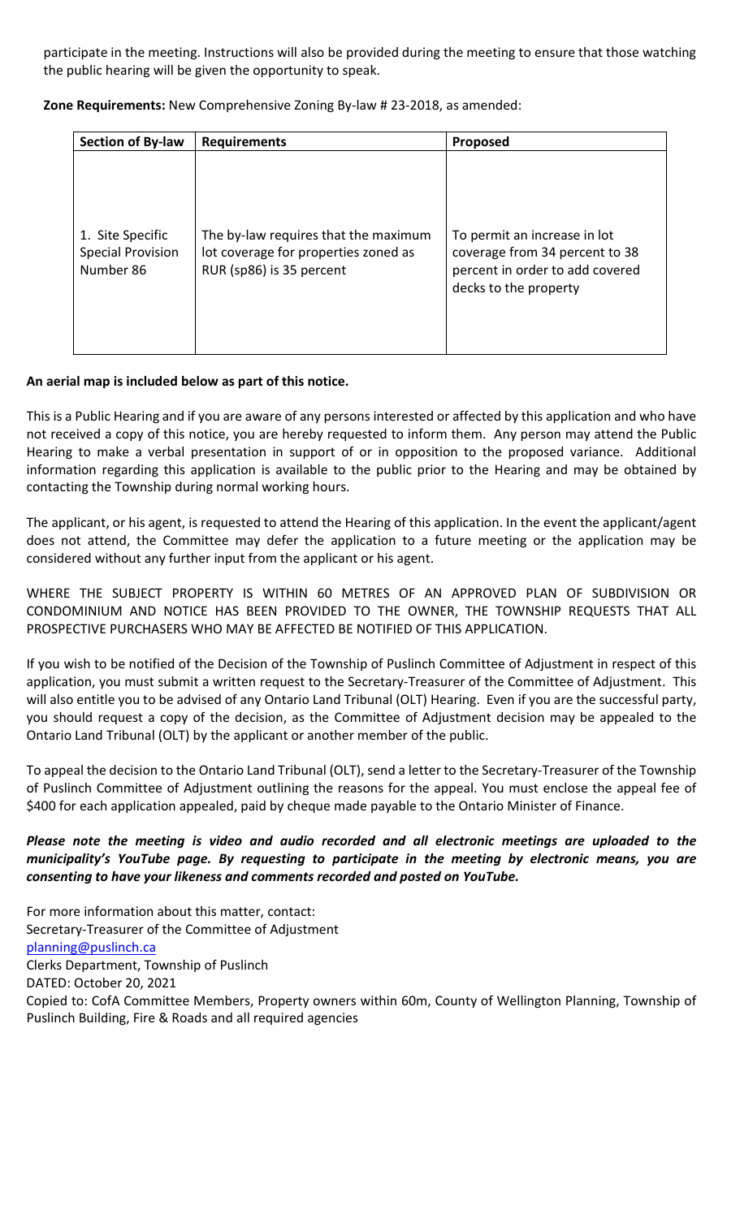participate in the meeting. Instructions will also be provided during the meeting to ensure that those watching the public hearing will be given the opportunity to speak.

**Zone Requirements:** New Comprehensive Zoning By-law # 23-2018, as amended:

| Section of By-law | Requirements | Proposed |
|---|---|---|
| 1. Site Specific Special Provision Number 86 | The by-law requires that the maximum lot coverage for properties zoned as RUR (sp86) is 35 percent | To permit an increase in lot coverage from 34 percent to 38 percent in order to add covered decks to the property |

**An aerial map is included below as part of this notice.**

This is a Public Hearing and if you are aware of any persons interested or affected by this application and who have not received a copy of this notice, you are hereby requested to inform them. Any person may attend the Public Hearing to make a verbal presentation in support of or in opposition to the proposed variance. Additional information regarding this application is available to the public prior to the Hearing and may be obtained by contacting the Township during normal working hours.

The applicant, or his agent, is requested to attend the Hearing of this application. In the event the applicant/agent does not attend, the Committee may defer the application to a future meeting or the application may be considered without any further input from the applicant or his agent.

WHERE THE SUBJECT PROPERTY IS WITHIN 60 METRES OF AN APPROVED PLAN OF SUBDIVISION OR CONDOMINIUM AND NOTICE HAS BEEN PROVIDED TO THE OWNER, THE TOWNSHIP REQUESTS THAT ALL PROSPECTIVE PURCHASERS WHO MAY BE AFFECTED BE NOTIFIED OF THIS APPLICATION.

If you wish to be notified of the Decision of the Township of Puslinch Committee of Adjustment in respect of this application, you must submit a written request to the Secretary-Treasurer of the Committee of Adjustment. This will also entitle you to be advised of any Ontario Land Tribunal (OLT) Hearing. Even if you are the successful party, you should request a copy of the decision, as the Committee of Adjustment decision may be appealed to the Ontario Land Tribunal (OLT) by the applicant or another member of the public.

To appeal the decision to the Ontario Land Tribunal (OLT), send a letter to the Secretary-Treasurer of the Township of Puslinch Committee of Adjustment outlining the reasons for the appeal. You must enclose the appeal fee of $400 for each application appealed, paid by cheque made payable to the Ontario Minister of Finance.

***Please note the meeting is video and audio recorded and all electronic meetings are uploaded to the municipality's YouTube page. By requesting to participate in the meeting by electronic means, you are consenting to have your likeness and comments recorded and posted on YouTube.***

For more information about this matter, contact:
Secretary-Treasurer of the Committee of Adjustment
planning@puslinch.ca
Clerks Department, Township of Puslinch
DATED: October 20, 2021
Copied to: CofA Committee Members, Property owners within 60m, County of Wellington Planning, Township of Puslinch Building, Fire & Roads and all required agencies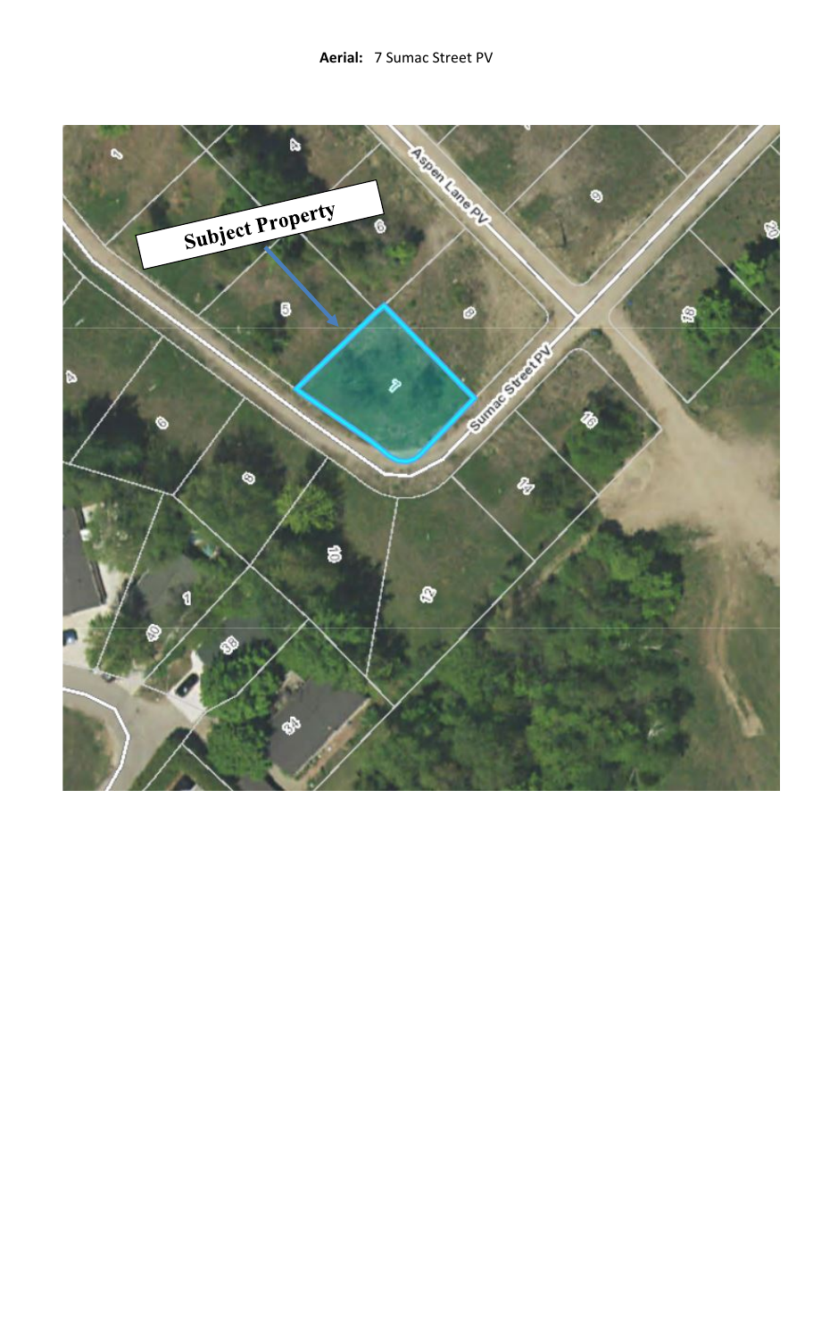**Aerial:** 7 Sumac Street PV

Subject Property

Aspen Lane PV

Sumac Street PV

1
4
6
9
20
5
8
18
7
4
6
16
8
14
10
12
1
40
38
34